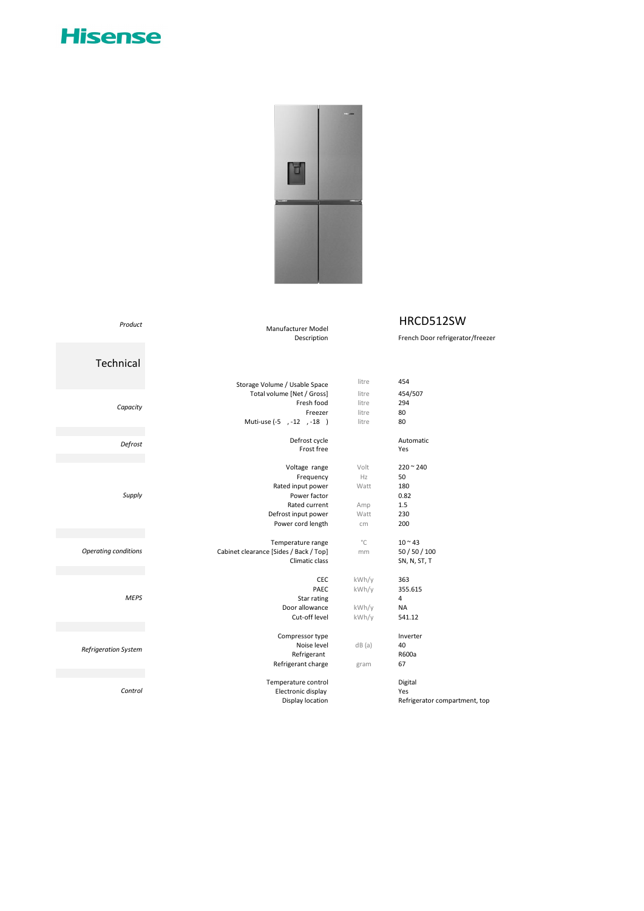# Hisense

| | | | |
|---|---|---|---|
| *Product* | Manufacturer Model | | HRCD512SW |
| | Description | | French Door refrigerator/freezer |
| **Technical** | | | |
| *Capacity* | Storage Volume / Usable Space | litre | 454 |
| | Total volume [Net / Gross] | litre | 454/507 |
| | Fresh food | litre | 294 |
| | Freezer | litre | 80 |
| | Muti-use (-5 , -12 , -18 ) | litre | 80 |
| *Defrost* | Defrost cycle | | Automatic |
| | Frost free | | Yes |
| *Supply* | Voltage range | Volt | 220 ~ 240 |
| | Frequency | Hz | 50 |
| | Rated input power | Watt | 180 |
| | Power factor | | 0.82 |
| | Rated current | Amp | 1.5 |
| | Defrost input power | Watt | 230 |
| | Power cord length | cm | 200 |
| *Operating conditions* | Temperature range | ℃ | 10 ~ 43 |
| | Cabinet clearance [Sides / Back / Top] | mm | 50 / 50 / 100 |
| | Climatic class | | SN, N, ST, T |
| *MEPS* | CEC | kWh/y | 363 |
| | PAEC | kWh/y | 355.615 |
| | Star rating | | 4 |
| | Door allowance | kWh/y | NA |
| | Cut-off level | kWh/y | 541.12 |
| *Refrigeration System* | Compressor type | | Inverter |
| | Noise level | dB (a) | 40 |
| | Refrigerant | | R600a |
| | Refrigerant charge | gram | 67 |
| *Control* | Temperature control | | Digital |
| | Electronic display | | Yes |
| | Display location | | Refrigerator compartment, top |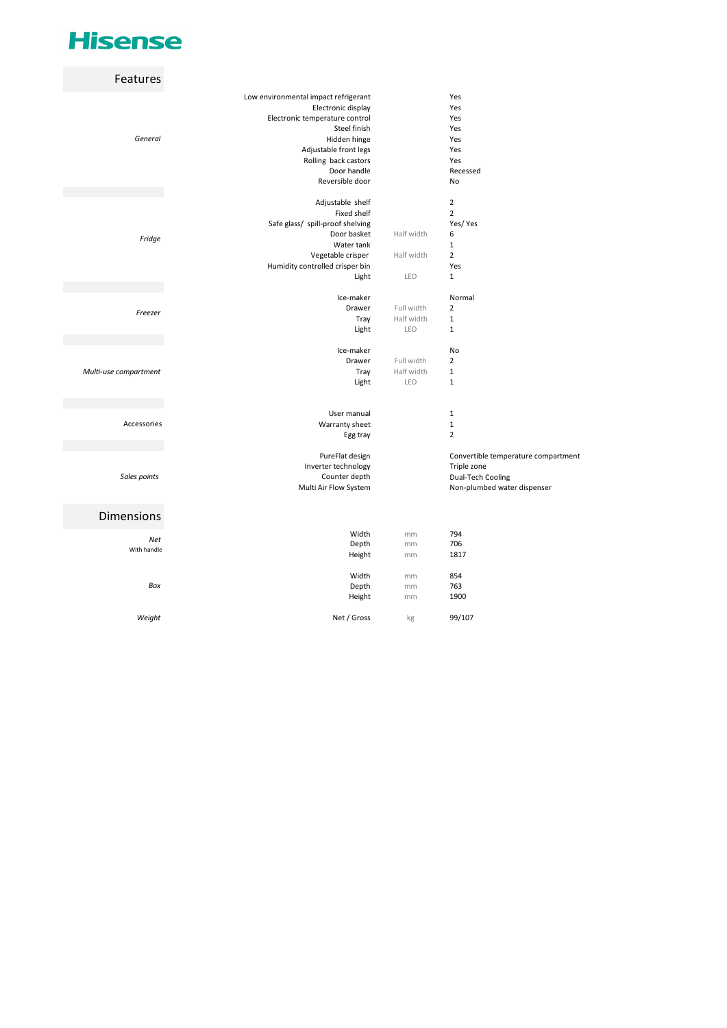# Hisense

## Features

| | | | |
|---|---|---|---|
| *General* | Low environmental impact refrigerant | | Yes |
| | Electronic display | | Yes |
| | Electronic temperature control | | Yes |
| | Steel finish | | Yes |
| | Hidden hinge | | Yes |
| | Adjustable front legs | | Yes |
| | Rolling back castors | | Yes |
| | Door handle | | Recessed |
| | Reversible door | | No |
| *Fridge* | Adjustable shelf | | 2 |
| | Fixed shelf | | 2 |
| | Safe glass/ spill-proof shelving | | Yes/ Yes |
| | Door basket | Half width | 6 |
| | Water tank | | 1 |
| | Vegetable crisper | Half width | 2 |
| | Humidity controlled crisper bin | | Yes |
| | Light | LED | 1 |
| *Freezer* | Ice-maker | | Normal |
| | Drawer | Full width | 2 |
| | Tray | Half width | 1 |
| | Light | LED | 1 |
| *Multi-use compartment* | Ice-maker | | No |
| | Drawer | Full width | 2 |
| | Tray | Half width | 1 |
| | Light | LED | 1 |
| Accessories | User manual | | 1 |
| | Warranty sheet | | 1 |
| | Egg tray | | 2 |
| *Sales points* | PureFlat design | | Convertible temperature compartment |
| | Inverter technology | | Triple zone |
| | Counter depth | | Dual-Tech Cooling |
| | Multi Air Flow System | | Non-plumbed water dispenser |

## Dimensions

| | | | |
|---|---|---|---|
| *Net* With handle | Width | mm | 794 |
| | Depth | mm | 706 |
| | Height | mm | 1817 |
| *Box* | Width | mm | 854 |
| | Depth | mm | 763 |
| | Height | mm | 1900 |
| *Weight* | Net / Gross | kg | 99/107 |